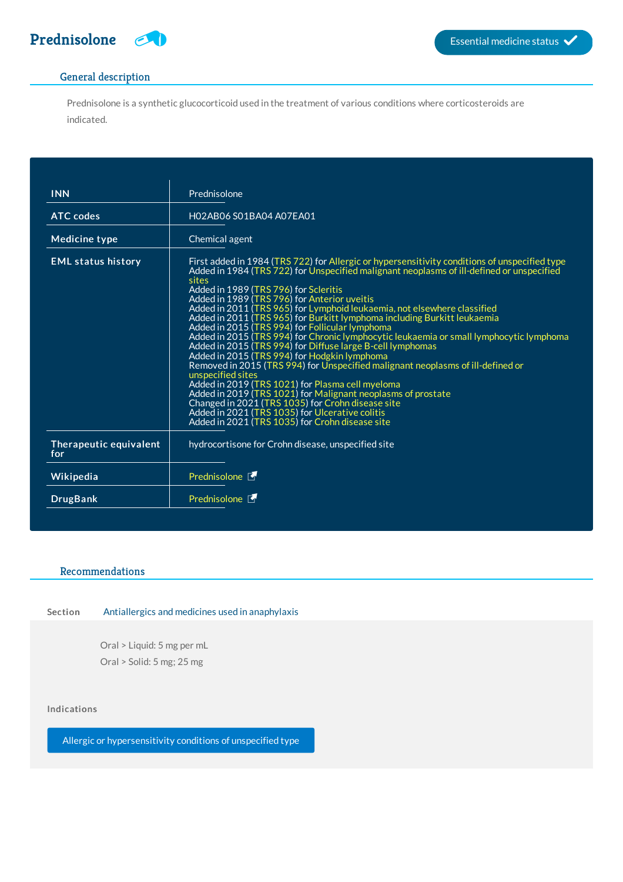# Prednisolone

Essential medicine status ✓

## General description

Prednisolone is a synthetic glucocorticoid used in the treatment of various conditions where corticosteroids are indicated.

| | |
|---|---|
| **INN** | Prednisolone |
| **ATC codes** | H02AB06 S01BA04 A07EA01 |
| **Medicine type** | Chemical agent |
| **EML status history** | First added in 1984 (TRS 722) for Allergic or hypersensitivity conditions of unspecified type<br>Added in 1984 (TRS 722) for Unspecified malignant neoplasms of ill-defined or unspecified sites<br>Added in 1989 (TRS 796) for Scleritis<br>Added in 1989 (TRS 796) for Anterior uveitis<br>Added in 2011 (TRS 965) for Lymphoid leukaemia, not elsewhere classified<br>Added in 2011 (TRS 965) for Burkitt lymphoma including Burkitt leukaemia<br>Added in 2015 (TRS 994) for Follicular lymphoma<br>Added in 2015 (TRS 994) for Chronic lymphocytic leukaemia or small lymphocytic lymphoma<br>Added in 2015 (TRS 994) for Diffuse large B-cell lymphomas<br>Added in 2015 (TRS 994) for Hodgkin lymphoma<br>Removed in 2015 (TRS 994) for Unspecified malignant neoplasms of ill-defined or unspecified sites<br>Added in 2019 (TRS 1021) for Plasma cell myeloma<br>Added in 2019 (TRS 1021) for Malignant neoplasms of prostate<br>Changed in 2021 (TRS 1035) for Crohn disease site<br>Added in 2021 (TRS 1035) for Ulcerative colitis<br>Added in 2021 (TRS 1035) for Crohn disease site |
| **Therapeutic equivalent for** | hydrocortisone for Crohn disease, unspecified site |
| **Wikipedia** | Prednisolone |
| **DrugBank** | Prednisolone |

## Recommendations

**Section** Antiallergics and medicines used in anaphylaxis

Oral > Liquid: 5 mg per mL

Oral > Solid: 5 mg; 25 mg

**Indications**

Allergic or hypersensitivity conditions of unspecified type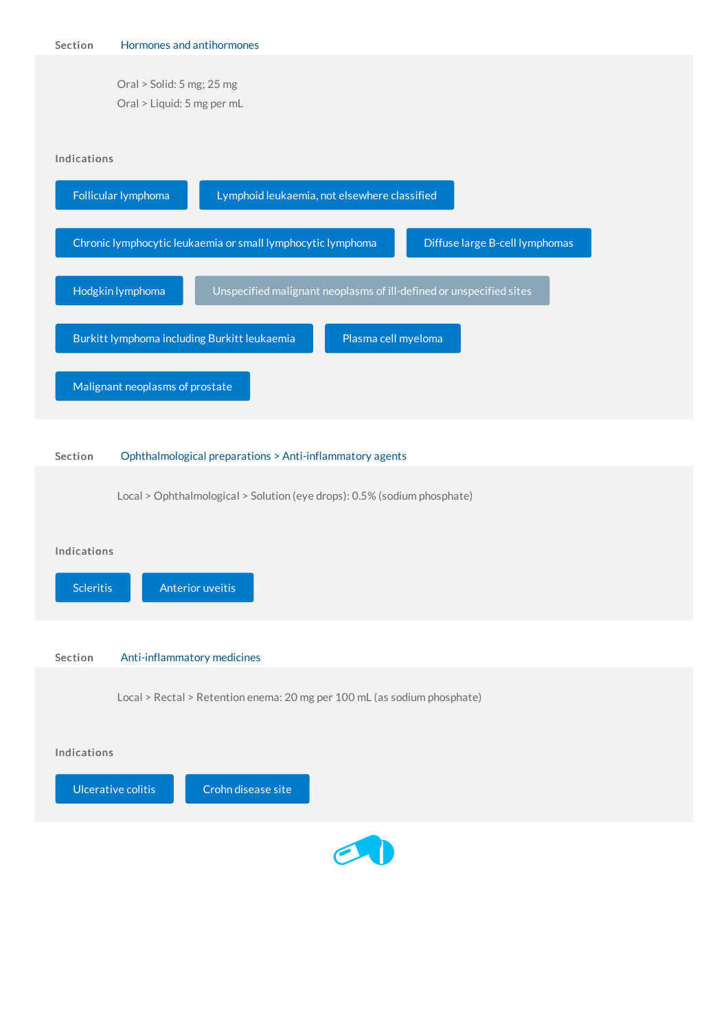**Section** Hormones and antihormones

Oral > Solid: 5 mg; 25 mg

Oral > Liquid: 5 mg per mL

**Indications**

- Follicular lymphoma
- Lymphoid leukaemia, not elsewhere classified
- Chronic lymphocytic leukaemia or small lymphocytic lymphoma
- Diffuse large B-cell lymphomas
- Hodgkin lymphoma
- Unspecified malignant neoplasms of ill-defined or unspecified sites
- Burkitt lymphoma including Burkitt leukaemia
- Plasma cell myeloma
- Malignant neoplasms of prostate

**Section** Ophthalmological preparations > Anti-inflammatory agents

Local > Ophthalmological > Solution (eye drops): 0.5% (sodium phosphate)

**Indications**

- Scleritis
- Anterior uveitis

**Section** Anti-inflammatory medicines

Local > Rectal > Retention enema: 20 mg per 100 mL (as sodium phosphate)

**Indications**

- Ulcerative colitis
- Crohn disease site